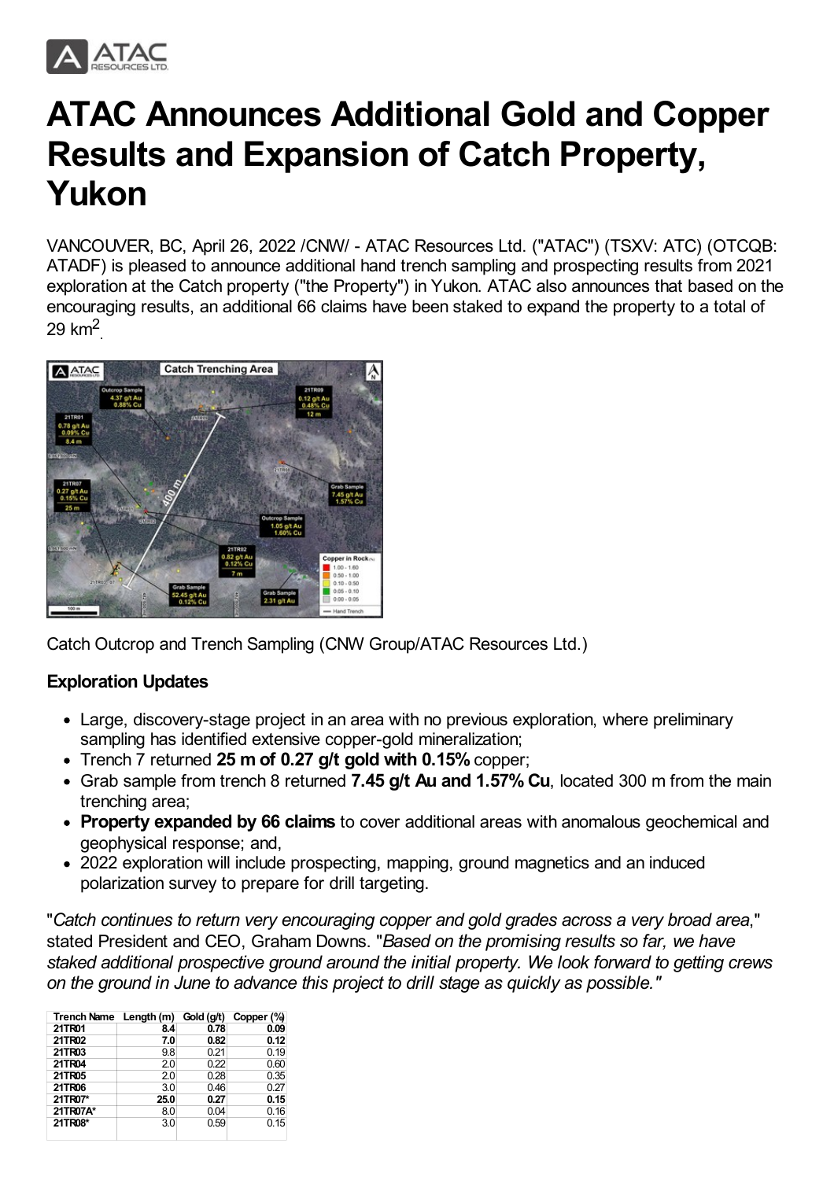# ATAC Announces Additional Gold and Copper Results and Expansion of Catch Property, Yukon

VANCOUVER, BC, April 26, 2022 /CNW/ - ATAC Resources Ltd. ("ATAC") (TSXV: ATC) (OTCQB: ATADF) is pleased to announce additional hand trench sampling and prospecting results from 2021 exploration at the Catch property ("the Property") in Yukon. ATAC also announces that based on the encouraging results, an additional 66 claims have been staked to expand the property to a total of 29 km$^2$.

Catch Outcrop and Trench Sampling (CNW Group/ATAC Resources Ltd.)

### Exploration Updates

- Large, discovery-stage project in an area with no previous exploration, where preliminary sampling has identified extensive copper-gold mineralization;
- Trench 7 returned **25 m of 0.27 g/t gold with 0.15%** copper;
- Grab sample from trench 8 returned **7.45 g/t Au and 1.57% Cu**, located 300 m from the main trenching area;
- **Property expanded by 66 claims** to cover additional areas with anomalous geochemical and geophysical response; and,
- 2022 exploration will include prospecting, mapping, ground magnetics and an induced polarization survey to prepare for drill targeting.

"*Catch continues to return very encouraging copper and gold grades across a very broad area*," stated President and CEO, Graham Downs. "*Based on the promising results so far, we have staked additional prospective ground around the initial property. We look forward to getting crews on the ground in June to advance this project to drill stage as quickly as possible.*"

| Trench Name | Length (m) | Gold (g/t) | Copper (%) |
|---|---|---|---|
| **21TR01** | **8.4** | **0.78** | **0.09** |
| **21TR02** | **7.0** | **0.82** | **0.12** |
| **21TR03** | 9.8 | 0.21 | 0.19 |
| **21TR04** | 2.0 | 0.22 | 0.60 |
| **21TR05** | 2.0 | 0.28 | 0.35 |
| **21TR06** | 3.0 | 0.46 | 0.27 |
| **21TR07*** | **25.0** | **0.27** | **0.15** |
| **21TR07A*** | 8.0 | 0.04 | 0.16 |
| **21TR08*** | 3.0 | 0.59 | 0.15 |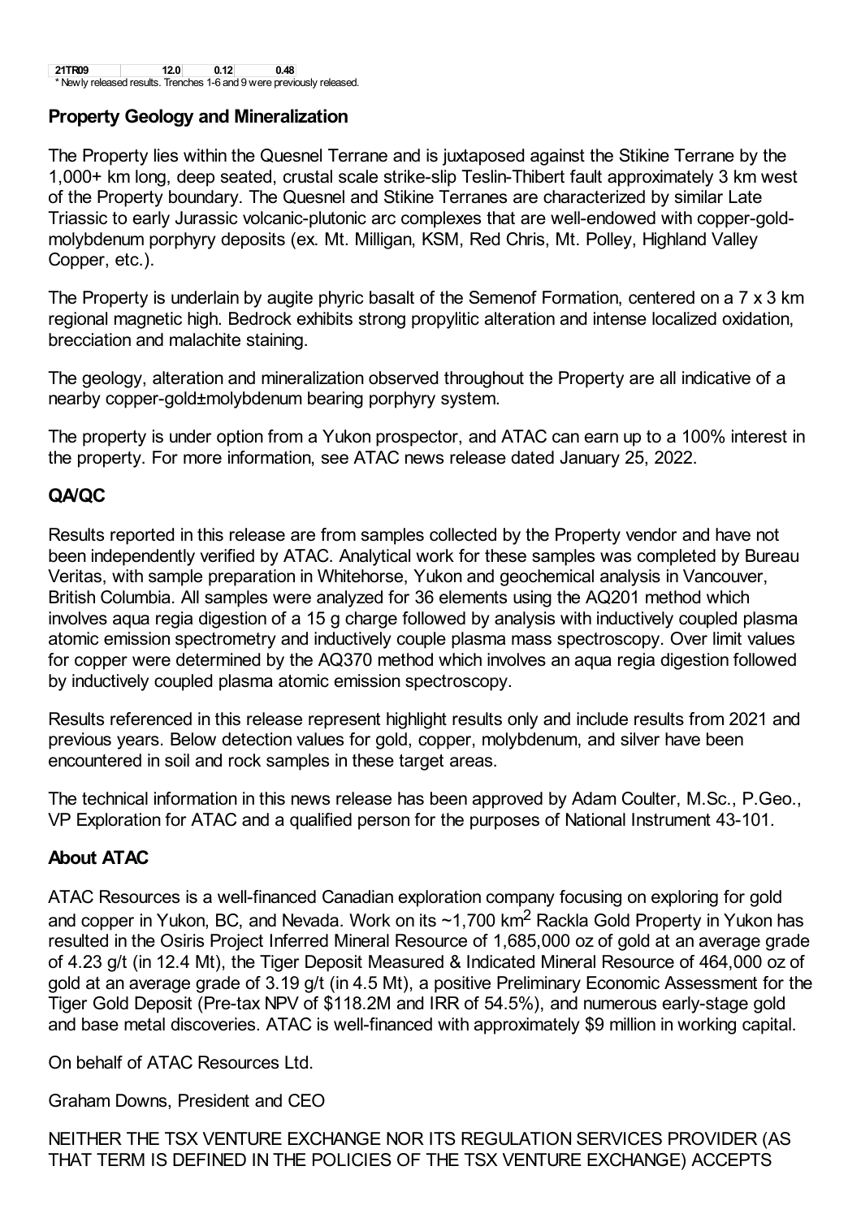| 21TR09 | 12.0 | 0.12 | 0.48 |
|---|---|---|---|

\* Newly released results. Trenches 1-6 and 9 were previously released.

## Property Geology and Mineralization

The Property lies within the Quesnel Terrane and is juxtaposed against the Stikine Terrane by the 1,000+ km long, deep seated, crustal scale strike-slip Teslin-Thibert fault approximately 3 km west of the Property boundary. The Quesnel and Stikine Terranes are characterized by similar Late Triassic to early Jurassic volcanic-plutonic arc complexes that are well-endowed with copper-gold-molybdenum porphyry deposits (ex. Mt. Milligan, KSM, Red Chris, Mt. Polley, Highland Valley Copper, etc.).

The Property is underlain by augite phyric basalt of the Semenof Formation, centered on a 7 x 3 km regional magnetic high. Bedrock exhibits strong propylitic alteration and intense localized oxidation, brecciation and malachite staining.

The geology, alteration and mineralization observed throughout the Property are all indicative of a nearby copper-gold±molybdenum bearing porphyry system.

The property is under option from a Yukon prospector, and ATAC can earn up to a 100% interest in the property. For more information, see ATAC news release dated January 25, 2022.

## QA/QC

Results reported in this release are from samples collected by the Property vendor and have not been independently verified by ATAC. Analytical work for these samples was completed by Bureau Veritas, with sample preparation in Whitehorse, Yukon and geochemical analysis in Vancouver, British Columbia. All samples were analyzed for 36 elements using the AQ201 method which involves aqua regia digestion of a 15 g charge followed by analysis with inductively coupled plasma atomic emission spectrometry and inductively couple plasma mass spectroscopy. Over limit values for copper were determined by the AQ370 method which involves an aqua regia digestion followed by inductively coupled plasma atomic emission spectroscopy.

Results referenced in this release represent highlight results only and include results from 2021 and previous years. Below detection values for gold, copper, molybdenum, and silver have been encountered in soil and rock samples in these target areas.

The technical information in this news release has been approved by Adam Coulter, M.Sc., P.Geo., VP Exploration for ATAC and a qualified person for the purposes of National Instrument 43-101.

## About ATAC

ATAC Resources is a well-financed Canadian exploration company focusing on exploring for gold and copper in Yukon, BC, and Nevada. Work on its ~1,700 km$^2$ Rackla Gold Property in Yukon has resulted in the Osiris Project Inferred Mineral Resource of 1,685,000 oz of gold at an average grade of 4.23 g/t (in 12.4 Mt), the Tiger Deposit Measured & Indicated Mineral Resource of 464,000 oz of gold at an average grade of 3.19 g/t (in 4.5 Mt), a positive Preliminary Economic Assessment for the Tiger Gold Deposit (Pre-tax NPV of $118.2M and IRR of 54.5%), and numerous early-stage gold and base metal discoveries. ATAC is well-financed with approximately $9 million in working capital.

On behalf of ATAC Resources Ltd.

Graham Downs, President and CEO

NEITHER THE TSX VENTURE EXCHANGE NOR ITS REGULATION SERVICES PROVIDER (AS THAT TERM IS DEFINED IN THE POLICIES OF THE TSX VENTURE EXCHANGE) ACCEPTS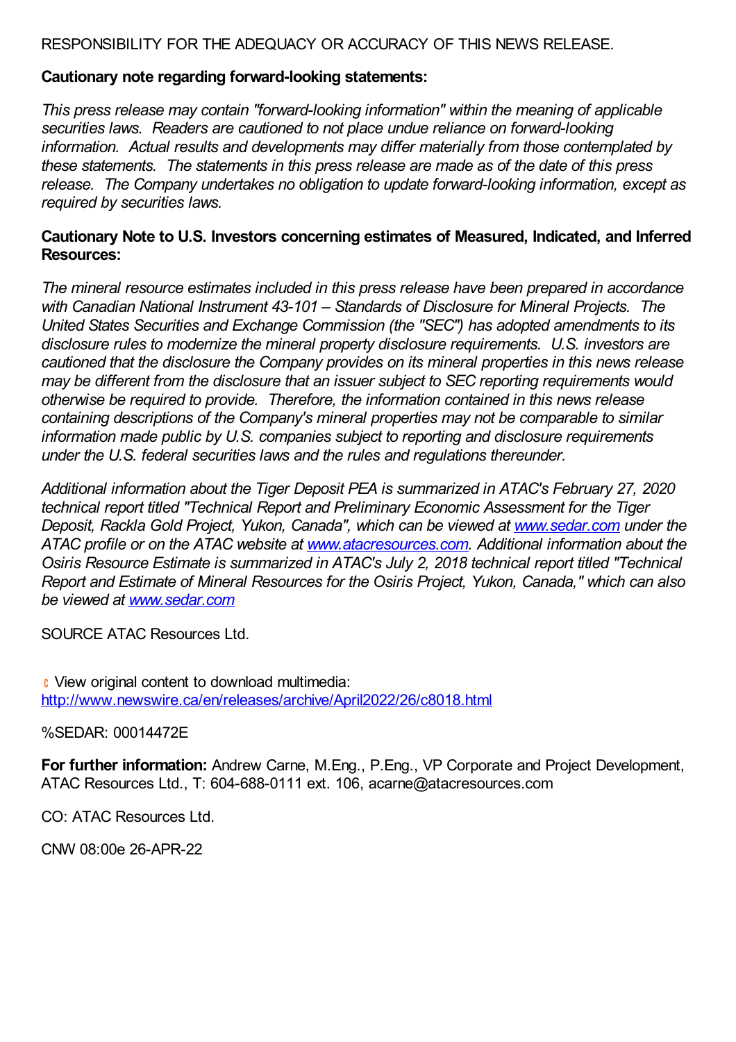RESPONSIBILITY FOR THE ADEQUACY OR ACCURACY OF THIS NEWS RELEASE.

**Cautionary note regarding forward-looking statements:**

*This press release may contain "forward-looking information" within the meaning of applicable securities laws. Readers are cautioned to not place undue reliance on forward-looking information. Actual results and developments may differ materially from those contemplated by these statements. The statements in this press release are made as of the date of this press release. The Company undertakes no obligation to update forward-looking information, except as required by securities laws.*

**Cautionary Note to U.S. Investors concerning estimates of Measured, Indicated, and Inferred Resources:**

*The mineral resource estimates included in this press release have been prepared in accordance with Canadian National Instrument 43-101 – Standards of Disclosure for Mineral Projects. The United States Securities and Exchange Commission (the "SEC") has adopted amendments to its disclosure rules to modernize the mineral property disclosure requirements. U.S. investors are cautioned that the disclosure the Company provides on its mineral properties in this news release may be different from the disclosure that an issuer subject to SEC reporting requirements would otherwise be required to provide. Therefore, the information contained in this news release containing descriptions of the Company's mineral properties may not be comparable to similar information made public by U.S. companies subject to reporting and disclosure requirements under the U.S. federal securities laws and the rules and regulations thereunder.*

*Additional information about the Tiger Deposit PEA is summarized in ATAC's February 27, 2020 technical report titled "Technical Report and Preliminary Economic Assessment for the Tiger Deposit, Rackla Gold Project, Yukon, Canada", which can be viewed at [www.sedar.com](http://www.sedar.com) under the ATAC profile or on the ATAC website at [www.atacresources.com](http://www.atacresources.com). Additional information about the Osiris Resource Estimate is summarized in ATAC's July 2, 2018 technical report titled "Technical Report and Estimate of Mineral Resources for the Osiris Project, Yukon, Canada," which can also be viewed at [www.sedar.com](http://www.sedar.com)*

SOURCE ATAC Resources Ltd.

View original content to download multimedia: [http://www.newswire.ca/en/releases/archive/April2022/26/c8018.html](http://www.newswire.ca/en/releases/archive/April2022/26/c8018.html)

%SEDAR: 00014472E

**For further information:** Andrew Carne, M.Eng., P.Eng., VP Corporate and Project Development, ATAC Resources Ltd., T: 604-688-0111 ext. 106, acarne@atacresources.com

CO: ATAC Resources Ltd.

CNW 08:00e 26-APR-22